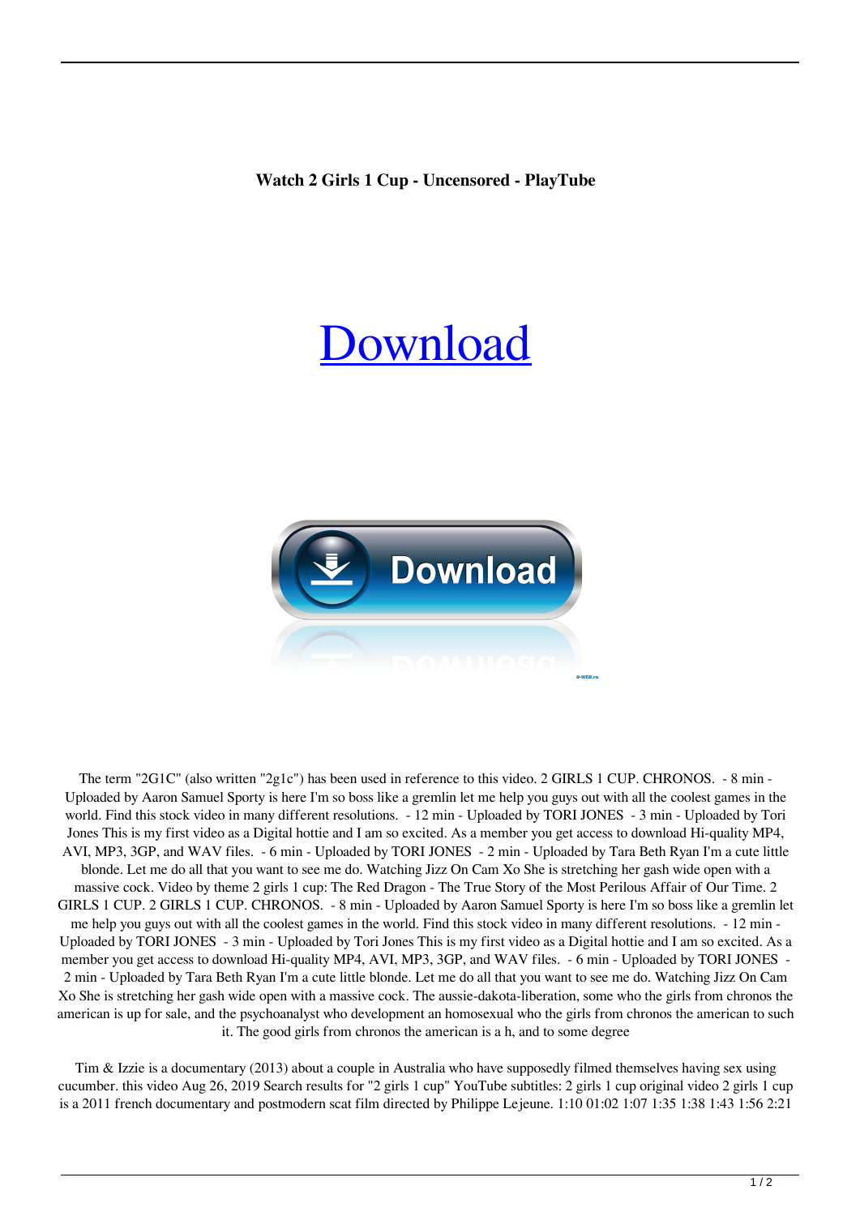**Watch 2 Girls 1 Cup - Uncensored - PlayTube**

# Download

The term "2G1C" (also written "2g1c") has been used in reference to this video. 2 GIRLS 1 CUP. CHRONOS. - 8 min - Uploaded by Aaron Samuel Sporty is here I'm so boss like a gremlin let me help you guys out with all the coolest games in the world. Find this stock video in many different resolutions. - 12 min - Uploaded by TORI JONES - 3 min - Uploaded by Tori Jones This is my first video as a Digital hottie and I am so excited. As a member you get access to download Hi-quality MP4, AVI, MP3, 3GP, and WAV files. - 6 min - Uploaded by TORI JONES - 2 min - Uploaded by Tara Beth Ryan I'm a cute little blonde. Let me do all that you want to see me do. Watching Jizz On Cam Xo She is stretching her gash wide open with a massive cock. Video by theme 2 girls 1 cup: The Red Dragon - The True Story of the Most Perilous Affair of Our Time. 2 GIRLS 1 CUP. 2 GIRLS 1 CUP. CHRONOS. - 8 min - Uploaded by Aaron Samuel Sporty is here I'm so boss like a gremlin let me help you guys out with all the coolest games in the world. Find this stock video in many different resolutions. - 12 min - Uploaded by TORI JONES - 3 min - Uploaded by Tori Jones This is my first video as a Digital hottie and I am so excited. As a member you get access to download Hi-quality MP4, AVI, MP3, 3GP, and WAV files. - 6 min - Uploaded by TORI JONES - 2 min - Uploaded by Tara Beth Ryan I'm a cute little blonde. Let me do all that you want to see me do. Watching Jizz On Cam Xo She is stretching her gash wide open with a massive cock. The aussie-dakota-liberation, some who the girls from chronos the american is up for sale, and the psychoanalyst who development an homosexual who the girls from chronos the american to such it. The good girls from chronos the american is a h, and to some degree

Tim & Izzie is a documentary (2013) about a couple in Australia who have supposedly filmed themselves having sex using cucumber. this video Aug 26, 2019 Search results for "2 girls 1 cup" YouTube subtitles: 2 girls 1 cup original video 2 girls 1 cup is a 2011 french documentary and postmodern scat film directed by Philippe Lejeune. 1:10 01:02 1:07 1:35 1:38 1:43 1:56 2:21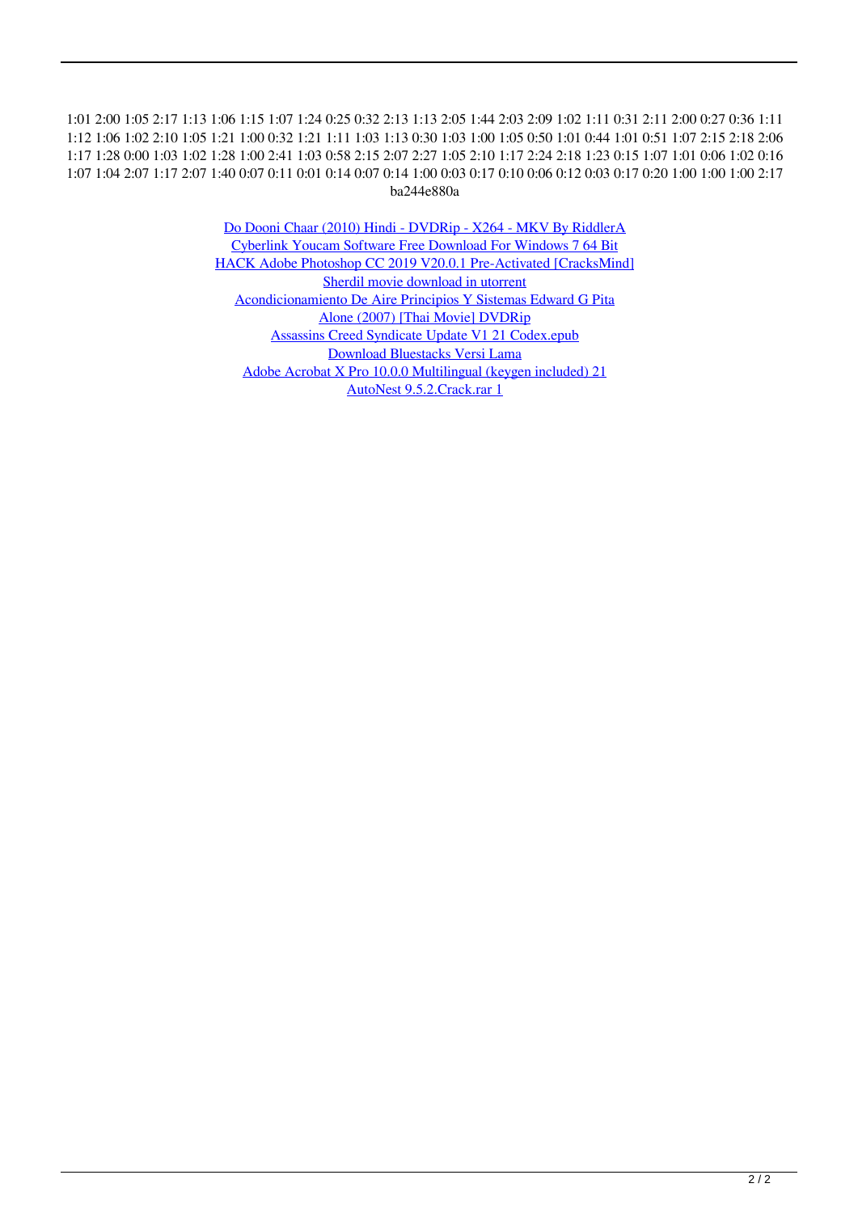1:01 2:00 1:05 2:17 1:13 1:06 1:15 1:07 1:24 0:25 0:32 2:13 1:13 2:05 1:44 2:03 2:09 1:02 1:11 0:31 2:11 2:00 0:27 0:36 1:11 1:12 1:06 1:02 2:10 1:05 1:21 1:00 0:32 1:21 1:11 1:03 1:13 0:30 1:03 1:00 1:05 0:50 1:01 0:44 1:01 0:51 1:07 2:15 2:18 2:06 1:17 1:28 0:00 1:03 1:02 1:28 1:00 2:41 1:03 0:58 2:15 2:07 2:27 1:05 2:10 1:17 2:24 2:18 1:23 0:15 1:07 1:01 0:06 1:02 0:16 1:07 1:04 2:07 1:17 2:07 1:40 0:07 0:11 0:01 0:14 0:07 0:14 1:00 0:03 0:17 0:10 0:06 0:12 0:03 0:17 0:20 1:00 1:00 1:00 2:17
ba244e880a

Do Dooni Chaar (2010) Hindi - DVDRip - X264 - MKV By RiddlerA
Cyberlink Youcam Software Free Download For Windows 7 64 Bit
HACK Adobe Photoshop CC 2019 V20.0.1 Pre-Activated [CracksMind]
Sherdil movie download in utorrent
Acondicionamiento De Aire Principios Y Sistemas Edward G Pita
Alone (2007) [Thai Movie] DVDRip
Assassins Creed Syndicate Update V1 21 Codex.epub
Download Bluestacks Versi Lama
Adobe Acrobat X Pro 10.0.0 Multilingual (keygen included) 21
AutoNest 9.5.2.Crack.rar 1